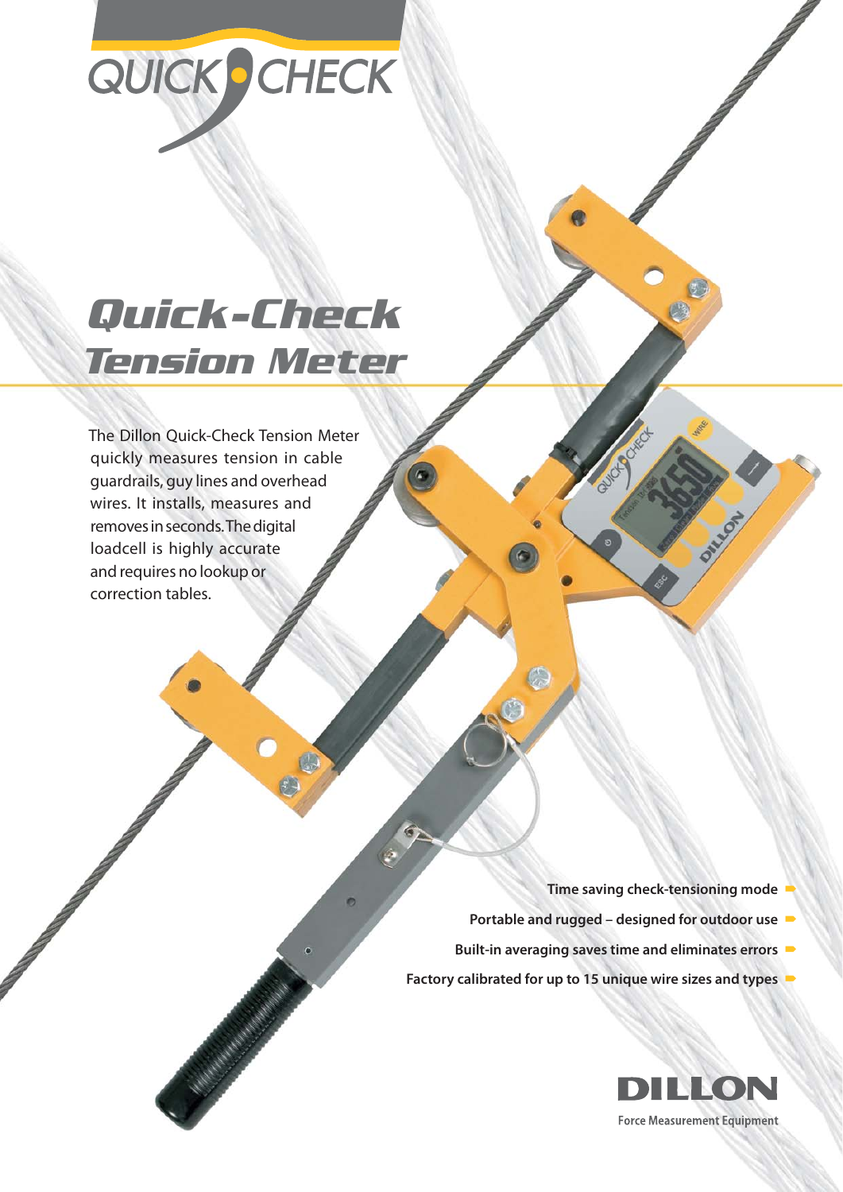QUICK CHECK

# Quick-Check Tension Meter

The Dillon Quick-Check Tension Meter quickly measures tension in cable guardrails, guy lines and overhead wires. It installs, measures and removes in seconds. The digital loadcell is highly accurate and requires no lookup or correction tables.

- **Time saving check-tensioning mode**
- **Portable and rugged – designed for outdoor use**
- **Built-in averaging saves time and eliminates errors**
- **Factory calibrated for up to 15 unique wire sizes and types**

**DILLON**

**Force Measurement Equipment**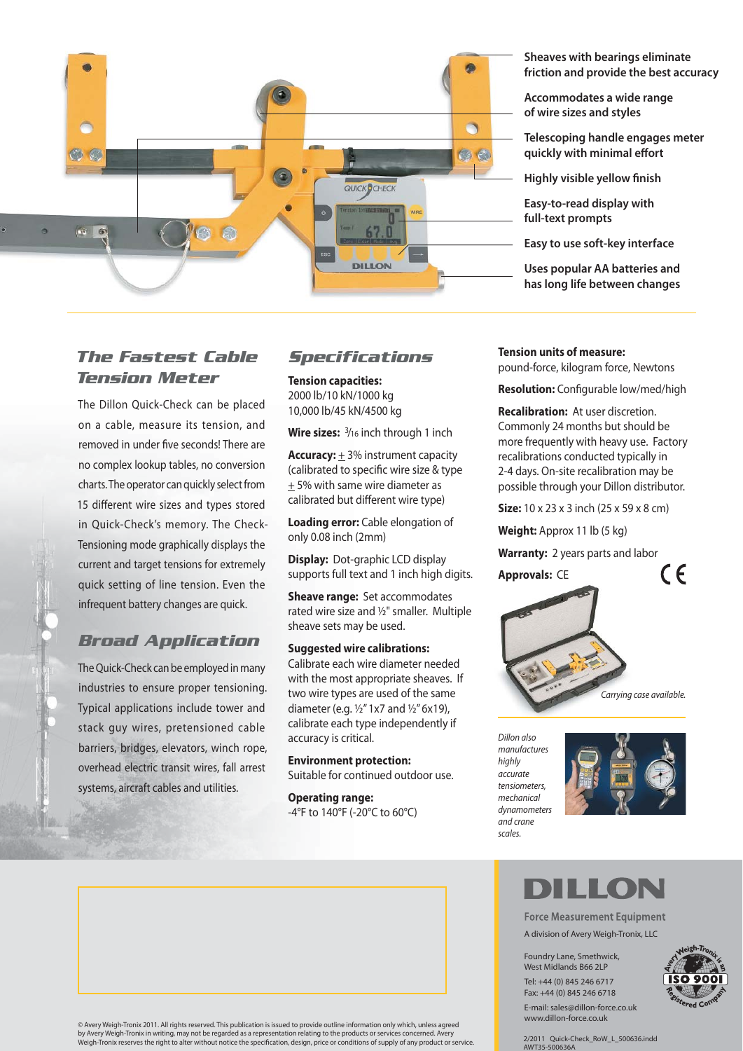Sheaves with bearings eliminate friction and provide the best accuracy

Accommodates a wide range of wire sizes and styles

Telescoping handle engages meter quickly with minimal effort

Highly visible yellow finish

Easy-to-read display with full-text prompts

Easy to use soft-key interface

Uses popular AA batteries and has long life between changes

## The Fastest Cable Tension Meter

The Dillon Quick-Check can be placed on a cable, measure its tension, and removed in under five seconds! There are no complex lookup tables, no conversion charts. The operator can quickly select from 15 different wire sizes and types stored in Quick-Check's memory. The Check-Tensioning mode graphically displays the current and target tensions for extremely quick setting of line tension. Even the infrequent battery changes are quick.

## Broad Application

The Quick-Check can be employed in many industries to ensure proper tensioning. Typical applications include tower and stack guy wires, pretensioned cable barriers, bridges, elevators, winch rope, overhead electric transit wires, fall arrest systems, aircraft cables and utilities.

## Specifications

**Tension capacities:**
2000 lb/10 kN/1000 kg
10,000 lb/45 kN/4500 kg

**Wire sizes:** 3/16 inch through 1 inch

**Accuracy:** ± 3% instrument capacity (calibrated to specific wire size & type ± 5% with same wire diameter as calibrated but different wire type)

**Loading error:** Cable elongation of only 0.08 inch (2mm)

**Display:** Dot-graphic LCD display supports full text and 1 inch high digits.

**Sheave range:** Set accommodates rated wire size and ½" smaller. Multiple sheave sets may be used.

**Suggested wire calibrations:** Calibrate each wire diameter needed with the most appropriate sheaves. If two wire types are used of the same diameter (e.g. ½" 1x7 and ½" 6x19), calibrate each type independently if accuracy is critical.

**Environment protection:** Suitable for continued outdoor use.

**Operating range:** -4°F to 140°F (-20°C to 60°C)

**Tension units of measure:** pound-force, kilogram force, Newtons

**Resolution:** Configurable low/med/high

**Recalibration:** At user discretion. Commonly 24 months but should be more frequently with heavy use. Factory recalibrations conducted typically in 2-4 days. On-site recalibration may be possible through your Dillon distributor.

**Size:** 10 x 23 x 3 inch (25 x 59 x 8 cm)

**Weight:** Approx 11 lb (5 kg)

**Warranty:** 2 years parts and labor

**Approvals:** CE

*Carrying case available.*

*Dillon also manufactures highly accurate tensiometers, mechanical dynamometers and crane scales.*

**DILLON**

Force Measurement Equipment

A division of Avery Weigh-Tronix, LLC

Foundry Lane, Smethwick,
West Midlands B66 2LP

Tel: +44 (0) 845 246 6717
Fax: +44 (0) 845 246 6718

E-mail: sales@dillon-force.co.uk
www.dillon-force.co.uk

Avery Weigh-Tronix is an ISO 9001 Registered Company

© Avery Weigh-Tronix 2011. All rights reserved. This publication is issued to provide outline information only which, unless agreed by Avery Weigh-Tronix in writing, may not be regarded as a representation relating to the products or services concerned. Avery Weigh-Tronix reserves the right to alter without notice the specification, design, price or conditions of supply of any product or service.

2/2011 Quick-Check_RoW_L_500636.indd
AWT35-500636A